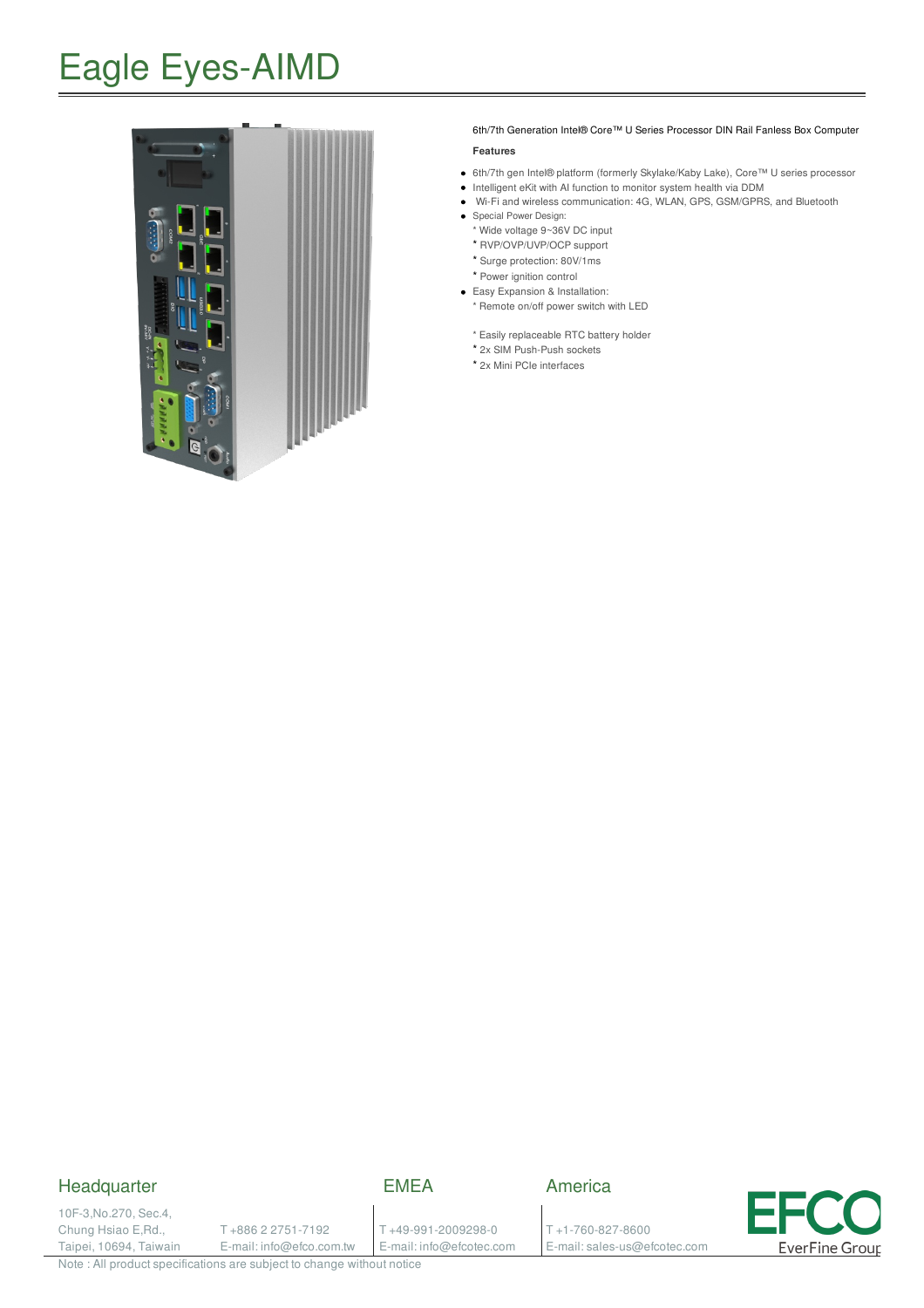# Eagle Eyes-AIMD

6th/7th Generation Intel® Core™ U Series Processor DIN Rail Fanless Box Computer

**Features**

- 6th/7th gen Intel® platform (formerly Skylake/Kaby Lake), Core™ U series processor
- Intelligent eKit with AI function to monitor system health via DDM
- Wi-Fi and wireless communication: 4G, WLAN, GPS, GSM/GPRS, and Bluetooth
- Special Power Design:
  - * Wide voltage 9~36V DC input
  - * RVP/OVP/UVP/OCP support
  - * Surge protection: 80V/1ms
  - * Power ignition control
- Easy Expansion & Installation:
  - * Remote on/off power switch with LED
  - * Easily replaceable RTC battery holder
  - * 2x SIM Push-Push sockets
  - * 2x Mini PCIe interfaces

## Headquarter

10F-3,No.270, Sec.4,
Chung Hsiao E,Rd.,
Taipei, 10694, Taiwan

T +886 2 2751-7192
E-mail: info@efco.com.tw

## EMEA

T +49-991-2009298-0
E-mail: info@efcotec.com

## America

T +1-760-827-8600
E-mail: sales-us@efcotec.com

EFCO EverFine Group

Note : All product specifications are subject to change without notice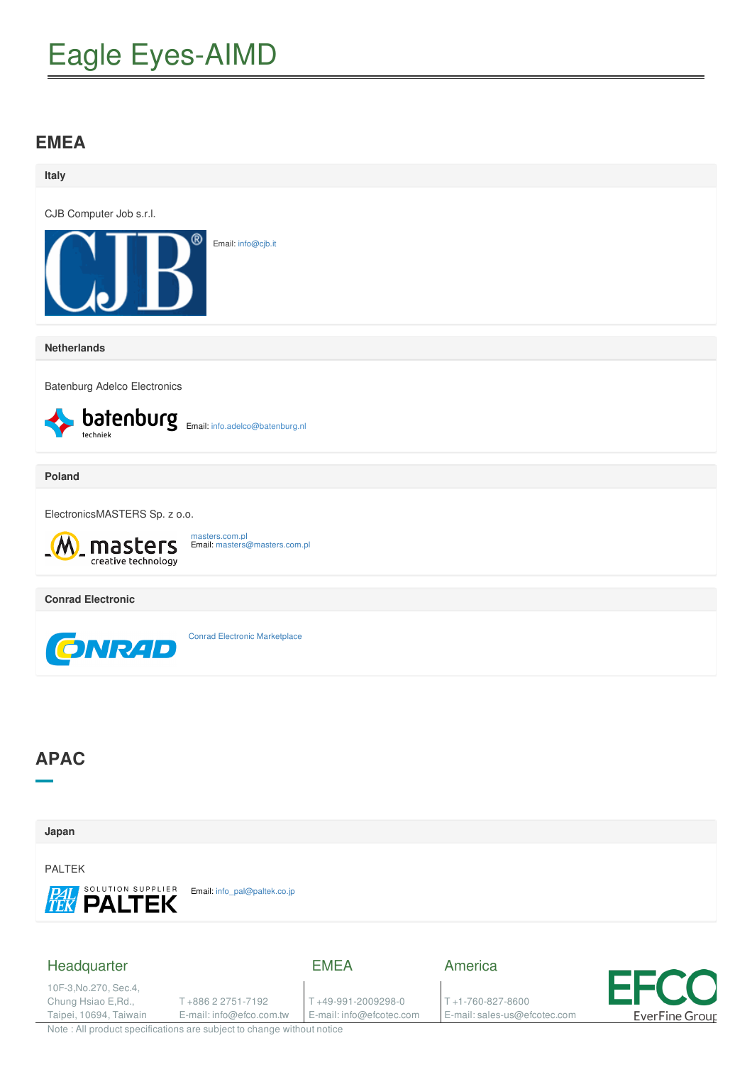# Eagle Eyes-AIMD

## EMEA

### Italy

CJB Computer Job s.r.l.

Email: info@cjb.it

### Netherlands

Batenburg Adelco Electronics

Email: info.adelco@batenburg.nl

### Poland

ElectronicsMASTERS Sp. z o.o.

masters.com.pl
Email: masters@masters.com.pl

### Conrad Electronic

Conrad Electronic Marketplace

## APAC

### Japan

PALTEK

Email: info_pal@paltek.co.jp

---

**Headquarter**

10F-3,No.270, Sec.4,
Chung Hsiao E,Rd.,
Taipei, 10694, Taiwan

T +886 2 2751-7192
E-mail: info@efco.com.tw

**EMEA**

T +49-991-2009298-0
E-mail: info@efcotec.com

**America**

T +1-760-827-8600
E-mail: sales-us@efcotec.com

EFCO EverFine Group

Note : All product specifications are subject to change without notice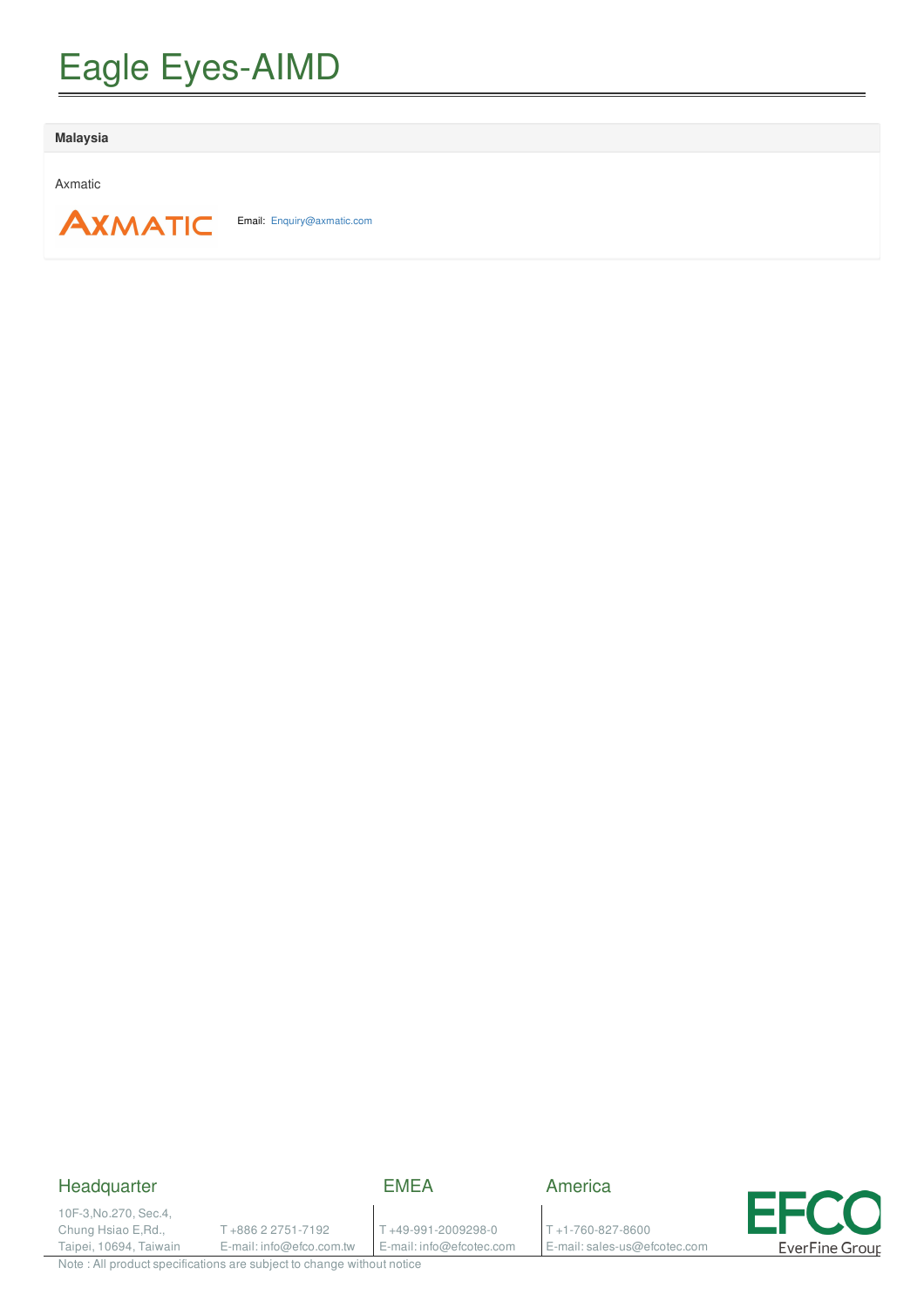# Eagle Eyes-AIMD

**Malaysia**

Axmatic

AXMATIC

Email: Enquiry@axmatic.com

Headquarter

10F-3,No.270, Sec.4,
Chung Hsiao E,Rd.,
Taipei, 10694, Taiwain

T +886 2 2751-7192
E-mail: info@efco.com.tw

EMEA

T +49-991-2009298-0
E-mail: info@efcotec.com

America

T +1-760-827-8600
E-mail: sales-us@efcotec.com

EFCO EverFine Group

Note : All product specifications are subject to change without notice